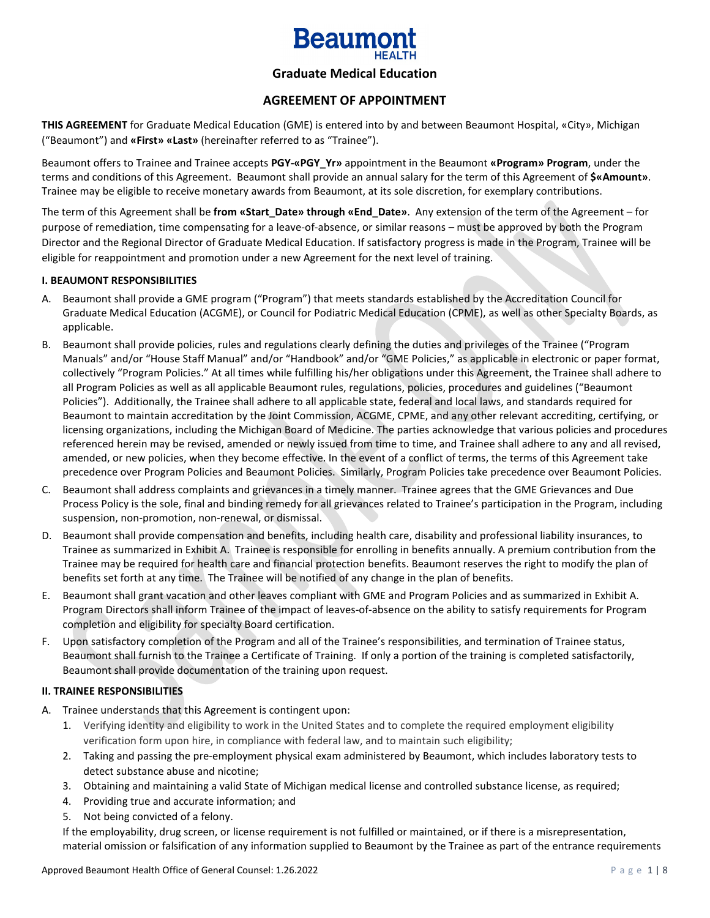# Beaumont HEALTH

## Graduate Medical Education

## AGREEMENT OF APPOINTMENT

**THIS AGREEMENT** for Graduate Medical Education (GME) is entered into by and between Beaumont Hospital, «City», Michigan ("Beaumont") and **«First» «Last»** (hereinafter referred to as "Trainee").

Beaumont offers to Trainee and Trainee accepts **PGY-«PGY_Yr»** appointment in the Beaumont **«Program» Program**, under the terms and conditions of this Agreement. Beaumont shall provide an annual salary for the term of this Agreement of **$«Amount»**. Trainee may be eligible to receive monetary awards from Beaumont, at its sole discretion, for exemplary contributions.

The term of this Agreement shall be **from «Start_Date» through «End_Date»**. Any extension of the term of the Agreement – for purpose of remediation, time compensating for a leave-of-absence, or similar reasons – must be approved by both the Program Director and the Regional Director of Graduate Medical Education. If satisfactory progress is made in the Program, Trainee will be eligible for reappointment and promotion under a new Agreement for the next level of training.

**I. BEAUMONT RESPONSIBILITIES**

A. Beaumont shall provide a GME program ("Program") that meets standards established by the Accreditation Council for Graduate Medical Education (ACGME), or Council for Podiatric Medical Education (CPME), as well as other Specialty Boards, as applicable.

B. Beaumont shall provide policies, rules and regulations clearly defining the duties and privileges of the Trainee ("Program Manuals" and/or "House Staff Manual" and/or "Handbook" and/or "GME Policies," as applicable in electronic or paper format, collectively "Program Policies." At all times while fulfilling his/her obligations under this Agreement, the Trainee shall adhere to all Program Policies as well as all applicable Beaumont rules, regulations, policies, procedures and guidelines ("Beaumont Policies"). Additionally, the Trainee shall adhere to all applicable state, federal and local laws, and standards required for Beaumont to maintain accreditation by the Joint Commission, ACGME, CPME, and any other relevant accrediting, certifying, or licensing organizations, including the Michigan Board of Medicine. The parties acknowledge that various policies and procedures referenced herein may be revised, amended or newly issued from time to time, and Trainee shall adhere to any and all revised, amended, or new policies, when they become effective. In the event of a conflict of terms, the terms of this Agreement take precedence over Program Policies and Beaumont Policies. Similarly, Program Policies take precedence over Beaumont Policies.

C. Beaumont shall address complaints and grievances in a timely manner. Trainee agrees that the GME Grievances and Due Process Policy is the sole, final and binding remedy for all grievances related to Trainee's participation in the Program, including suspension, non-promotion, non-renewal, or dismissal.

D. Beaumont shall provide compensation and benefits, including health care, disability and professional liability insurances, to Trainee as summarized in Exhibit A. Trainee is responsible for enrolling in benefits annually. A premium contribution from the Trainee may be required for health care and financial protection benefits. Beaumont reserves the right to modify the plan of benefits set forth at any time. The Trainee will be notified of any change in the plan of benefits.

E. Beaumont shall grant vacation and other leaves compliant with GME and Program Policies and as summarized in Exhibit A. Program Directors shall inform Trainee of the impact of leaves-of-absence on the ability to satisfy requirements for Program completion and eligibility for specialty Board certification.

F. Upon satisfactory completion of the Program and all of the Trainee's responsibilities, and termination of Trainee status, Beaumont shall furnish to the Trainee a Certificate of Training. If only a portion of the training is completed satisfactorily, Beaumont shall provide documentation of the training upon request.

**II. TRAINEE RESPONSIBILITIES**

A. Trainee understands that this Agreement is contingent upon:
   1. Verifying identity and eligibility to work in the United States and to complete the required employment eligibility verification form upon hire, in compliance with federal law, and to maintain such eligibility;
   2. Taking and passing the pre-employment physical exam administered by Beaumont, which includes laboratory tests to detect substance abuse and nicotine;
   3. Obtaining and maintaining a valid State of Michigan medical license and controlled substance license, as required;
   4. Providing true and accurate information; and
   5. Not being convicted of a felony.

   If the employability, drug screen, or license requirement is not fulfilled or maintained, or if there is a misrepresentation, material omission or falsification of any information supplied to Beaumont by the Trainee as part of the entrance requirements

Approved Beaumont Health Office of General Counsel: 1.26.2022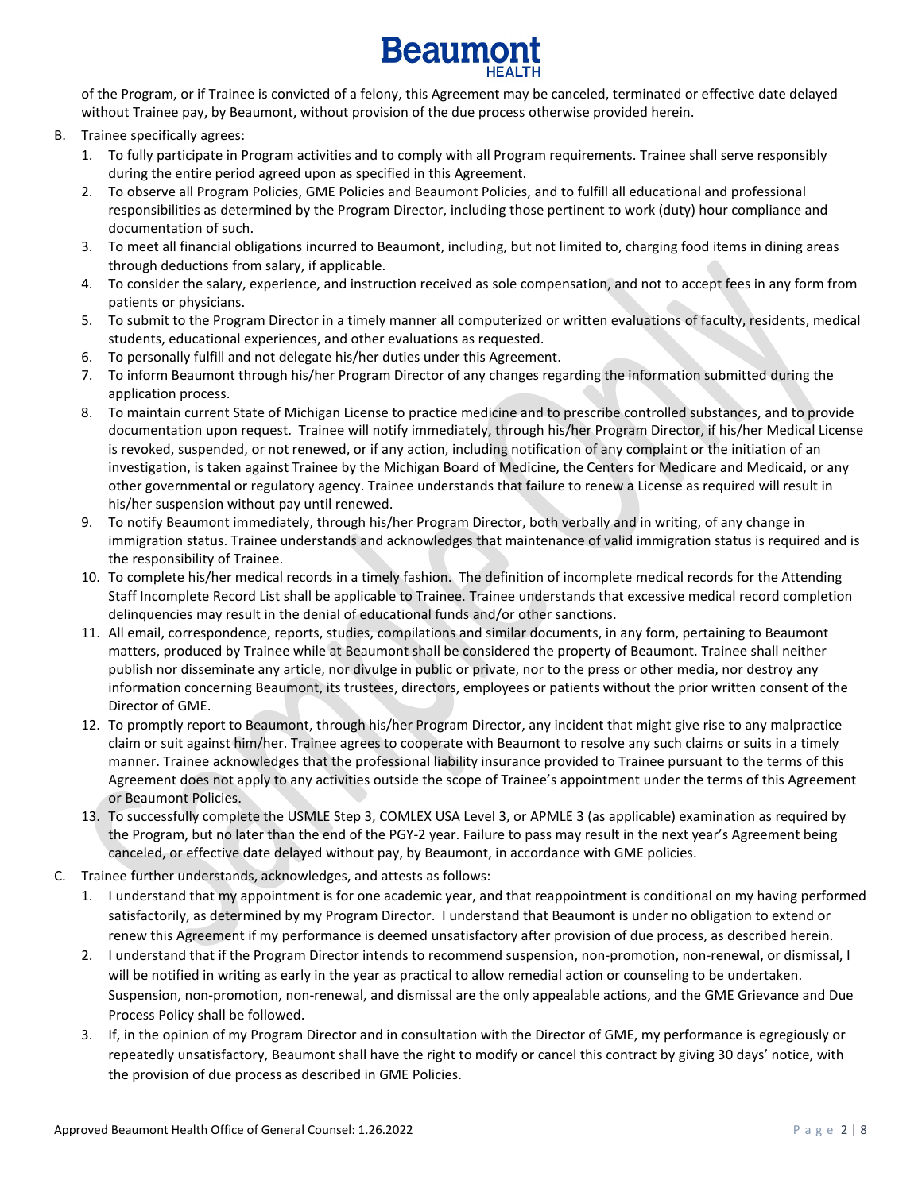of the Program, or if Trainee is convicted of a felony, this Agreement may be canceled, terminated or effective date delayed without Trainee pay, by Beaumont, without provision of the due process otherwise provided herein.

B. Trainee specifically agrees:
   1. To fully participate in Program activities and to comply with all Program requirements. Trainee shall serve responsibly during the entire period agreed upon as specified in this Agreement.
   2. To observe all Program Policies, GME Policies and Beaumont Policies, and to fulfill all educational and professional responsibilities as determined by the Program Director, including those pertinent to work (duty) hour compliance and documentation of such.
   3. To meet all financial obligations incurred to Beaumont, including, but not limited to, charging food items in dining areas through deductions from salary, if applicable.
   4. To consider the salary, experience, and instruction received as sole compensation, and not to accept fees in any form from patients or physicians.
   5. To submit to the Program Director in a timely manner all computerized or written evaluations of faculty, residents, medical students, educational experiences, and other evaluations as requested.
   6. To personally fulfill and not delegate his/her duties under this Agreement.
   7. To inform Beaumont through his/her Program Director of any changes regarding the information submitted during the application process.
   8. To maintain current State of Michigan License to practice medicine and to prescribe controlled substances, and to provide documentation upon request. Trainee will notify immediately, through his/her Program Director, if his/her Medical License is revoked, suspended, or not renewed, or if any action, including notification of any complaint or the initiation of an investigation, is taken against Trainee by the Michigan Board of Medicine, the Centers for Medicare and Medicaid, or any other governmental or regulatory agency. Trainee understands that failure to renew a License as required will result in his/her suspension without pay until renewed.
   9. To notify Beaumont immediately, through his/her Program Director, both verbally and in writing, of any change in immigration status. Trainee understands and acknowledges that maintenance of valid immigration status is required and is the responsibility of Trainee.
   10. To complete his/her medical records in a timely fashion. The definition of incomplete medical records for the Attending Staff Incomplete Record List shall be applicable to Trainee. Trainee understands that excessive medical record completion delinquencies may result in the denial of educational funds and/or other sanctions.
   11. All email, correspondence, reports, studies, compilations and similar documents, in any form, pertaining to Beaumont matters, produced by Trainee while at Beaumont shall be considered the property of Beaumont. Trainee shall neither publish nor disseminate any article, nor divulge in public or private, nor to the press or other media, nor destroy any information concerning Beaumont, its trustees, directors, employees or patients without the prior written consent of the Director of GME.
   12. To promptly report to Beaumont, through his/her Program Director, any incident that might give rise to any malpractice claim or suit against him/her. Trainee agrees to cooperate with Beaumont to resolve any such claims or suits in a timely manner. Trainee acknowledges that the professional liability insurance provided to Trainee pursuant to the terms of this Agreement does not apply to any activities outside the scope of Trainee's appointment under the terms of this Agreement or Beaumont Policies.
   13. To successfully complete the USMLE Step 3, COMLEX USA Level 3, or APMLE 3 (as applicable) examination as required by the Program, but no later than the end of the PGY-2 year. Failure to pass may result in the next year's Agreement being canceled, or effective date delayed without pay, by Beaumont, in accordance with GME policies.

C. Trainee further understands, acknowledges, and attests as follows:
   1. I understand that my appointment is for one academic year, and that reappointment is conditional on my having performed satisfactorily, as determined by my Program Director. I understand that Beaumont is under no obligation to extend or renew this Agreement if my performance is deemed unsatisfactory after provision of due process, as described herein.
   2. I understand that if the Program Director intends to recommend suspension, non-promotion, non-renewal, or dismissal, I will be notified in writing as early in the year as practical to allow remedial action or counseling to be undertaken. Suspension, non-promotion, non-renewal, and dismissal are the only appealable actions, and the GME Grievance and Due Process Policy shall be followed.
   3. If, in the opinion of my Program Director and in consultation with the Director of GME, my performance is egregiously or repeatedly unsatisfactory, Beaumont shall have the right to modify or cancel this contract by giving 30 days' notice, with the provision of due process as described in GME Policies.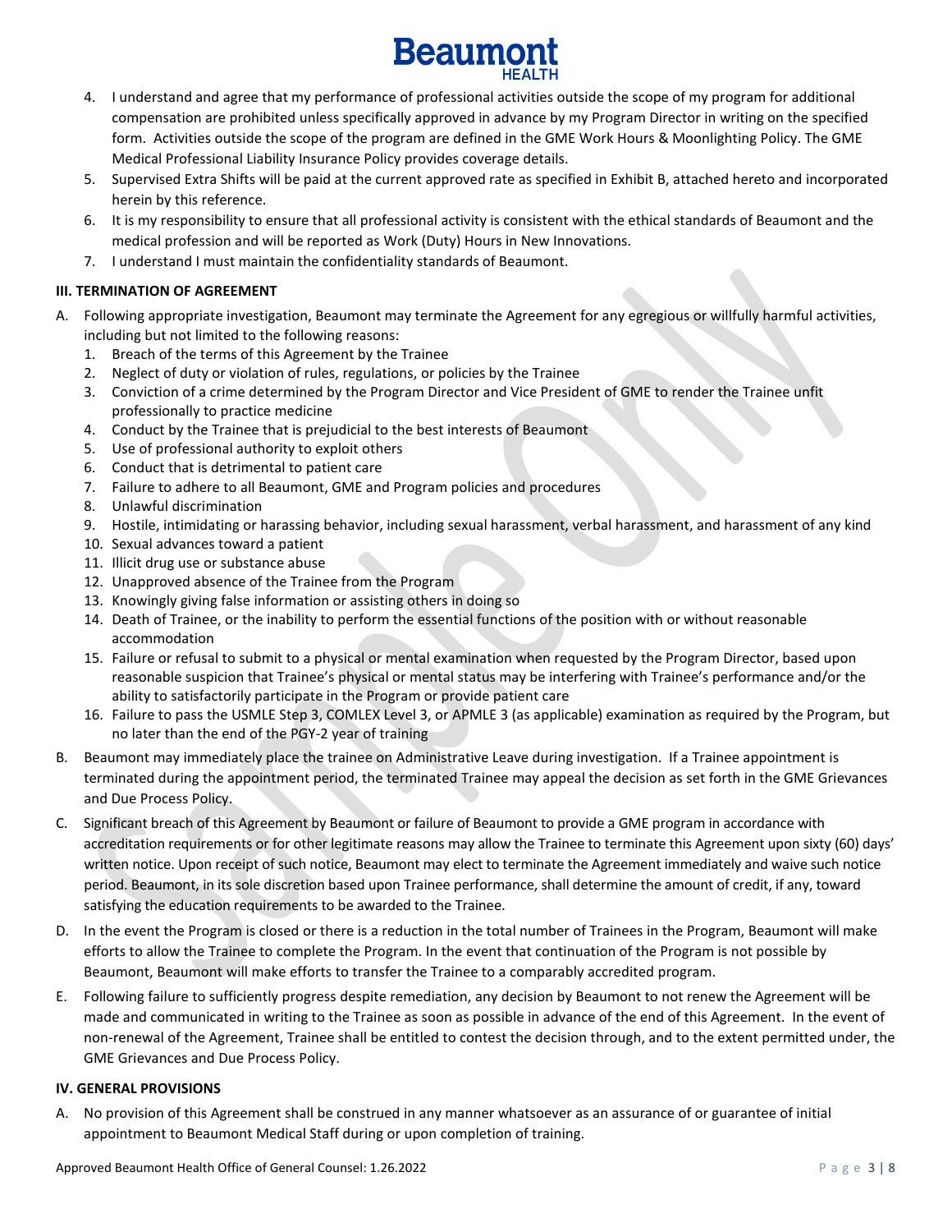4. I understand and agree that my performance of professional activities outside the scope of my program for additional compensation are prohibited unless specifically approved in advance by my Program Director in writing on the specified form. Activities outside the scope of the program are defined in the GME Work Hours & Moonlighting Policy. The GME Medical Professional Liability Insurance Policy provides coverage details.
5. Supervised Extra Shifts will be paid at the current approved rate as specified in Exhibit B, attached hereto and incorporated herein by this reference.
6. It is my responsibility to ensure that all professional activity is consistent with the ethical standards of Beaumont and the medical profession and will be reported as Work (Duty) Hours in New Innovations.
7. I understand I must maintain the confidentiality standards of Beaumont.

**III. TERMINATION OF AGREEMENT**

A. Following appropriate investigation, Beaumont may terminate the Agreement for any egregious or willfully harmful activities, including but not limited to the following reasons:
   1. Breach of the terms of this Agreement by the Trainee
   2. Neglect of duty or violation of rules, regulations, or policies by the Trainee
   3. Conviction of a crime determined by the Program Director and Vice President of GME to render the Trainee unfit professionally to practice medicine
   4. Conduct by the Trainee that is prejudicial to the best interests of Beaumont
   5. Use of professional authority to exploit others
   6. Conduct that is detrimental to patient care
   7. Failure to adhere to all Beaumont, GME and Program policies and procedures
   8. Unlawful discrimination
   9. Hostile, intimidating or harassing behavior, including sexual harassment, verbal harassment, and harassment of any kind
   10. Sexual advances toward a patient
   11. Illicit drug use or substance abuse
   12. Unapproved absence of the Trainee from the Program
   13. Knowingly giving false information or assisting others in doing so
   14. Death of Trainee, or the inability to perform the essential functions of the position with or without reasonable accommodation
   15. Failure or refusal to submit to a physical or mental examination when requested by the Program Director, based upon reasonable suspicion that Trainee's physical or mental status may be interfering with Trainee's performance and/or the ability to satisfactorily participate in the Program or provide patient care
   16. Failure to pass the USMLE Step 3, COMLEX Level 3, or APMLE 3 (as applicable) examination as required by the Program, but no later than the end of the PGY-2 year of training

B. Beaumont may immediately place the trainee on Administrative Leave during investigation. If a Trainee appointment is terminated during the appointment period, the terminated Trainee may appeal the decision as set forth in the GME Grievances and Due Process Policy.

C. Significant breach of this Agreement by Beaumont or failure of Beaumont to provide a GME program in accordance with accreditation requirements or for other legitimate reasons may allow the Trainee to terminate this Agreement upon sixty (60) days' written notice. Upon receipt of such notice, Beaumont may elect to terminate the Agreement immediately and waive such notice period. Beaumont, in its sole discretion based upon Trainee performance, shall determine the amount of credit, if any, toward satisfying the education requirements to be awarded to the Trainee.

D. In the event the Program is closed or there is a reduction in the total number of Trainees in the Program, Beaumont will make efforts to allow the Trainee to complete the Program. In the event that continuation of the Program is not possible by Beaumont, Beaumont will make efforts to transfer the Trainee to a comparably accredited program.

E. Following failure to sufficiently progress despite remediation, any decision by Beaumont to not renew the Agreement will be made and communicated in writing to the Trainee as soon as possible in advance of the end of this Agreement. In the event of non-renewal of the Agreement, Trainee shall be entitled to contest the decision through, and to the extent permitted under, the GME Grievances and Due Process Policy.

**IV. GENERAL PROVISIONS**

A. No provision of this Agreement shall be construed in any manner whatsoever as an assurance of or guarantee of initial appointment to Beaumont Medical Staff during or upon completion of training.

Approved Beaumont Health Office of General Counsel: 1.26.2022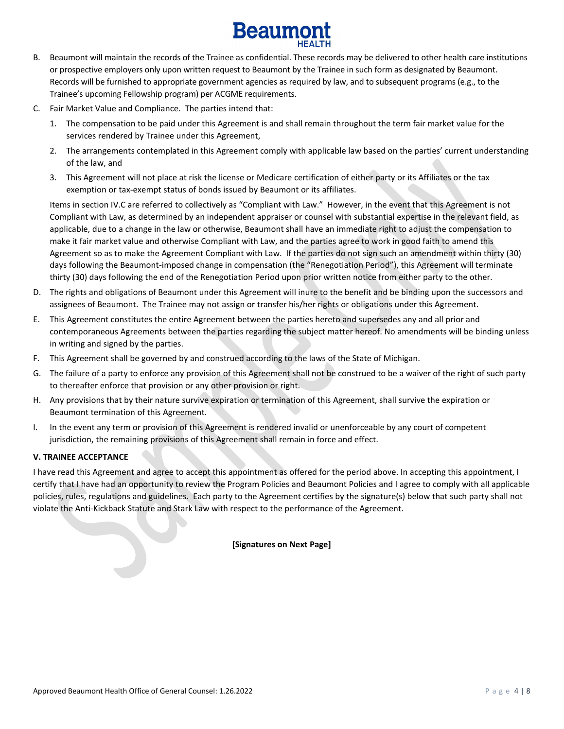B. Beaumont will maintain the records of the Trainee as confidential. These records may be delivered to other health care institutions or prospective employers only upon written request to Beaumont by the Trainee in such form as designated by Beaumont. Records will be furnished to appropriate government agencies as required by law, and to subsequent programs (e.g., to the Trainee's upcoming Fellowship program) per ACGME requirements.

C. Fair Market Value and Compliance. The parties intend that:

   1. The compensation to be paid under this Agreement is and shall remain throughout the term fair market value for the services rendered by Trainee under this Agreement,

   2. The arrangements contemplated in this Agreement comply with applicable law based on the parties' current understanding of the law, and

   3. This Agreement will not place at risk the license or Medicare certification of either party or its Affiliates or the tax exemption or tax-exempt status of bonds issued by Beaumont or its affiliates.

   Items in section IV.C are referred to collectively as "Compliant with Law." However, in the event that this Agreement is not Compliant with Law, as determined by an independent appraiser or counsel with substantial expertise in the relevant field, as applicable, due to a change in the law or otherwise, Beaumont shall have an immediate right to adjust the compensation to make it fair market value and otherwise Compliant with Law, and the parties agree to work in good faith to amend this Agreement so as to make the Agreement Compliant with Law. If the parties do not sign such an amendment within thirty (30) days following the Beaumont-imposed change in compensation (the "Renegotiation Period"), this Agreement will terminate thirty (30) days following the end of the Renegotiation Period upon prior written notice from either party to the other.

D. The rights and obligations of Beaumont under this Agreement will inure to the benefit and be binding upon the successors and assignees of Beaumont. The Trainee may not assign or transfer his/her rights or obligations under this Agreement.

E. This Agreement constitutes the entire Agreement between the parties hereto and supersedes any and all prior and contemporaneous Agreements between the parties regarding the subject matter hereof. No amendments will be binding unless in writing and signed by the parties.

F. This Agreement shall be governed by and construed according to the laws of the State of Michigan.

G. The failure of a party to enforce any provision of this Agreement shall not be construed to be a waiver of the right of such party to thereafter enforce that provision or any other provision or right.

H. Any provisions that by their nature survive expiration or termination of this Agreement, shall survive the expiration or Beaumont termination of this Agreement.

I. In the event any term or provision of this Agreement is rendered invalid or unenforceable by any court of competent jurisdiction, the remaining provisions of this Agreement shall remain in force and effect.

**V. TRAINEE ACCEPTANCE**

I have read this Agreement and agree to accept this appointment as offered for the period above. In accepting this appointment, I certify that I have had an opportunity to review the Program Policies and Beaumont Policies and I agree to comply with all applicable policies, rules, regulations and guidelines. Each party to the Agreement certifies by the signature(s) below that such party shall not violate the Anti-Kickback Statute and Stark Law with respect to the performance of the Agreement.

**[Signatures on Next Page]**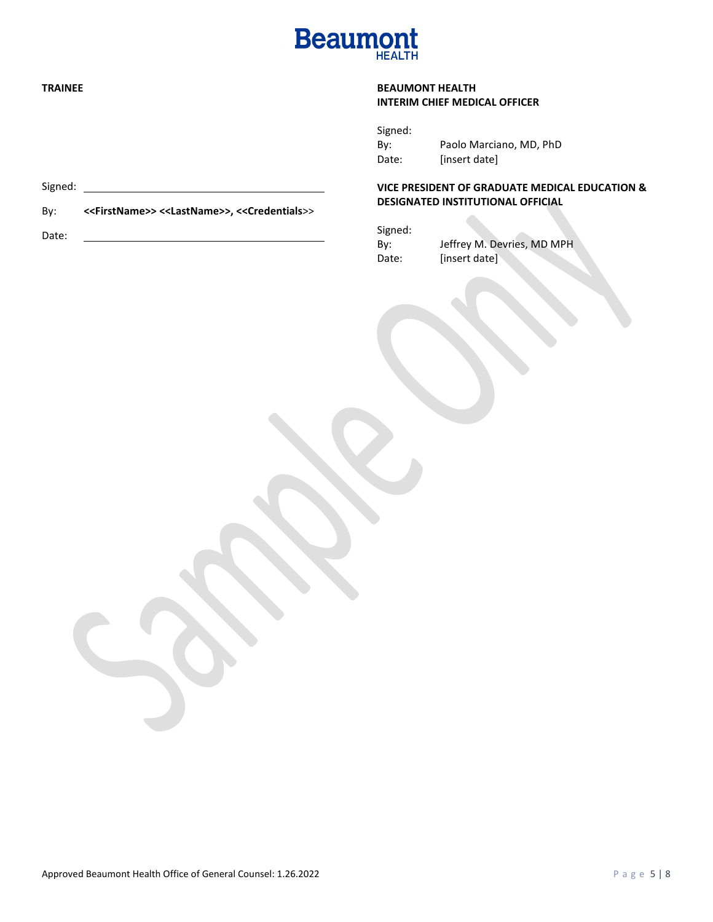**TRAINEE**

Signed: ______________________________

By: **<<FirstName>> <<LastName>>, <<Credentials>>**

Date: ______________________________

**BEAUMONT HEALTH**
**INTERIM CHIEF MEDICAL OFFICER**

Signed:
By: Paolo Marciano, MD, PhD
Date: [insert date]

**VICE PRESIDENT OF GRADUATE MEDICAL EDUCATION & DESIGNATED INSTITUTIONAL OFFICIAL**

Signed:
By: Jeffrey M. Devries, MD MPH
Date: [insert date]

Sample Only

Approved Beaumont Health Office of General Counsel: 1.26.2022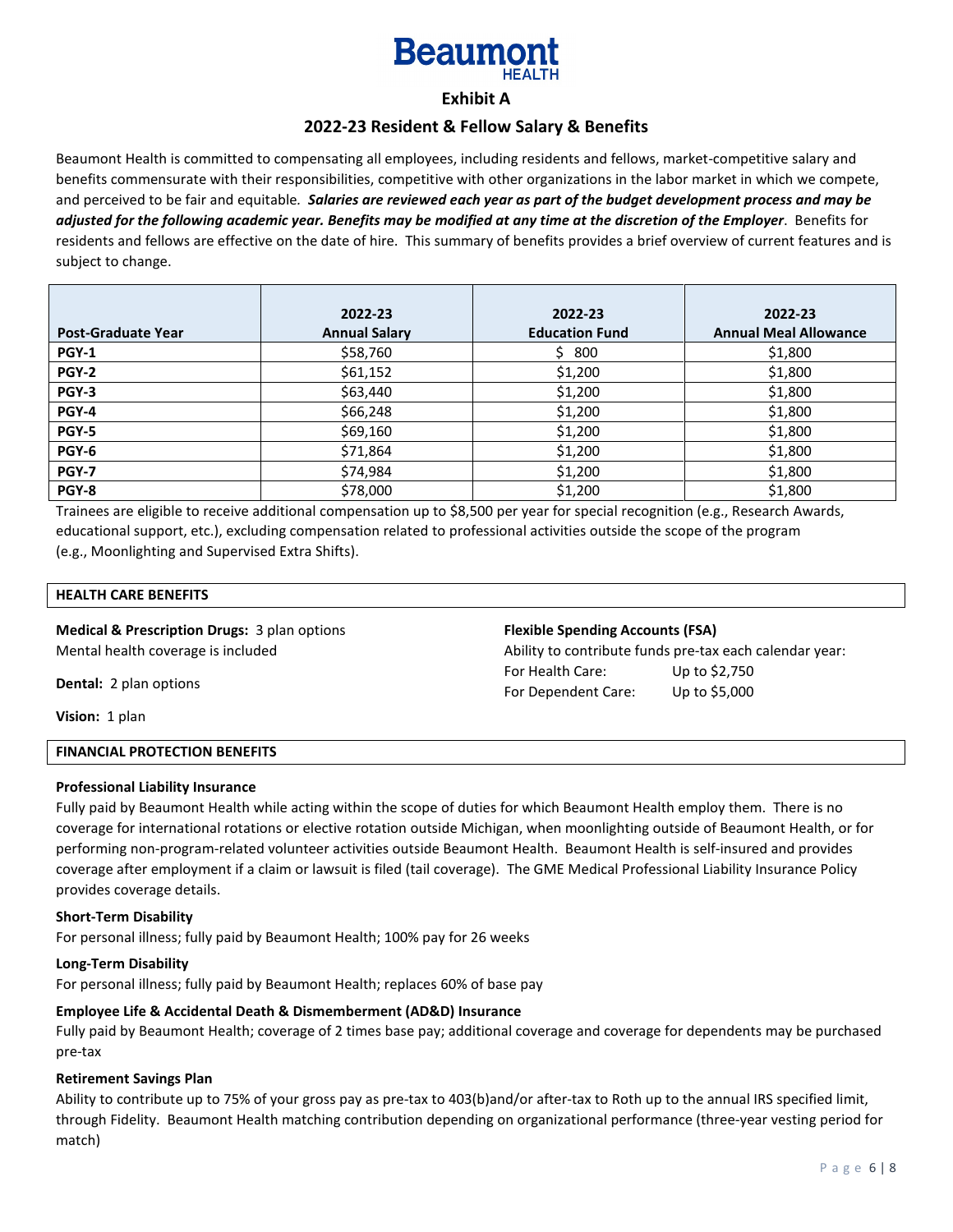Beaumont HEALTH

# Exhibit A

## 2022-23 Resident & Fellow Salary & Benefits

Beaumont Health is committed to compensating all employees, including residents and fellows, market-competitive salary and benefits commensurate with their responsibilities, competitive with other organizations in the labor market in which we compete, and perceived to be fair and equitable. ***Salaries are reviewed each year as part of the budget development process and may be adjusted for the following academic year. Benefits may be modified at any time at the discretion of the Employer***. Benefits for residents and fellows are effective on the date of hire. This summary of benefits provides a brief overview of current features and is subject to change.

| Post-Graduate Year | 2022-23 Annual Salary | 2022-23 Education Fund | 2022-23 Annual Meal Allowance |
|---|---|---|---|
| **PGY-1** | $58,760 | $ 800 | $1,800 |
| **PGY-2** | $61,152 | $1,200 | $1,800 |
| **PGY-3** | $63,440 | $1,200 | $1,800 |
| **PGY-4** | $66,248 | $1,200 | $1,800 |
| **PGY-5** | $69,160 | $1,200 | $1,800 |
| **PGY-6** | $71,864 | $1,200 | $1,800 |
| **PGY-7** | $74,984 | $1,200 | $1,800 |
| **PGY-8** | $78,000 | $1,200 | $1,800 |

Trainees are eligible to receive additional compensation up to $8,500 per year for special recognition (e.g., Research Awards, educational support, etc.), excluding compensation related to professional activities outside the scope of the program (e.g., Moonlighting and Supervised Extra Shifts).

### HEALTH CARE BENEFITS

**Medical & Prescription Drugs:** 3 plan options
Mental health coverage is included

**Dental:** 2 plan options

**Vision:** 1 plan

**Flexible Spending Accounts (FSA)**
Ability to contribute funds pre-tax each calendar year:
For Health Care: Up to $2,750
For Dependent Care: Up to $5,000

### FINANCIAL PROTECTION BENEFITS

**Professional Liability Insurance**
Fully paid by Beaumont Health while acting within the scope of duties for which Beaumont Health employ them. There is no coverage for international rotations or elective rotation outside Michigan, when moonlighting outside of Beaumont Health, or for performing non-program-related volunteer activities outside Beaumont Health. Beaumont Health is self-insured and provides coverage after employment if a claim or lawsuit is filed (tail coverage). The GME Medical Professional Liability Insurance Policy provides coverage details.

**Short-Term Disability**
For personal illness; fully paid by Beaumont Health; 100% pay for 26 weeks

**Long-Term Disability**
For personal illness; fully paid by Beaumont Health; replaces 60% of base pay

**Employee Life & Accidental Death & Dismemberment (AD&D) Insurance**
Fully paid by Beaumont Health; coverage of 2 times base pay; additional coverage and coverage for dependents may be purchased pre-tax

**Retirement Savings Plan**
Ability to contribute up to 75% of your gross pay as pre-tax to 403(b)and/or after-tax to Roth up to the annual IRS specified limit, through Fidelity. Beaumont Health matching contribution depending on organizational performance (three-year vesting period for match)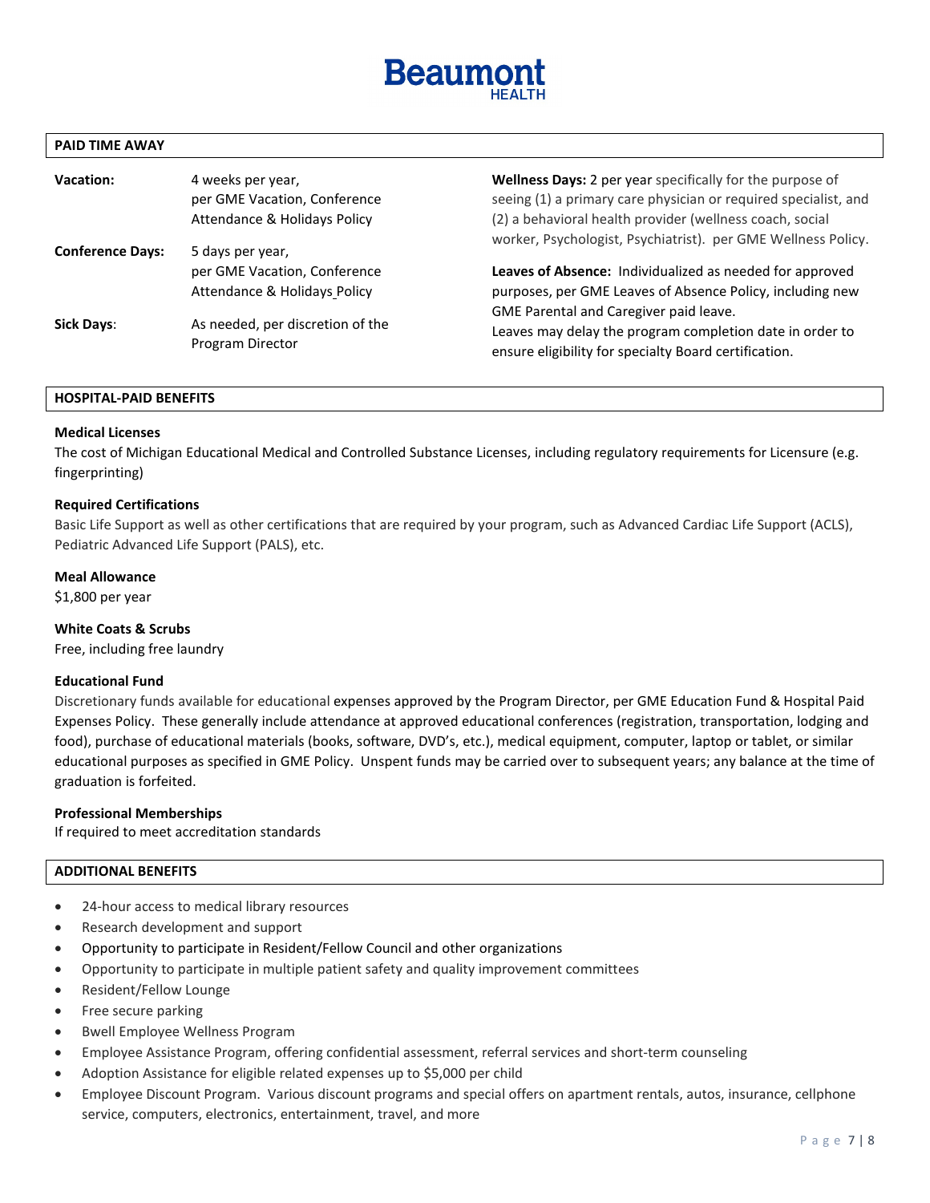Beaumont HEALTH

## PAID TIME AWAY

**Vacation:** 4 weeks per year, per GME Vacation, Conference Attendance & Holidays Policy

**Conference Days:** 5 days per year, per GME Vacation, Conference Attendance & Holidays Policy

**Sick Days:** As needed, per discretion of the Program Director

**Wellness Days:** 2 per year specifically for the purpose of seeing (1) a primary care physician or required specialist, and (2) a behavioral health provider (wellness coach, social worker, Psychologist, Psychiatrist). per GME Wellness Policy.

**Leaves of Absence:** Individualized as needed for approved purposes, per GME Leaves of Absence Policy, including new GME Parental and Caregiver paid leave.
Leaves may delay the program completion date in order to ensure eligibility for specialty Board certification.

## HOSPITAL-PAID BENEFITS

**Medical Licenses**
The cost of Michigan Educational Medical and Controlled Substance Licenses, including regulatory requirements for Licensure (e.g. fingerprinting)

**Required Certifications**
Basic Life Support as well as other certifications that are required by your program, such as Advanced Cardiac Life Support (ACLS), Pediatric Advanced Life Support (PALS), etc.

**Meal Allowance**
$1,800 per year

**White Coats & Scrubs**
Free, including free laundry

**Educational Fund**
Discretionary funds available for educational expenses approved by the Program Director, per GME Education Fund & Hospital Paid Expenses Policy. These generally include attendance at approved educational conferences (registration, transportation, lodging and food), purchase of educational materials (books, software, DVD's, etc.), medical equipment, computer, laptop or tablet, or similar educational purposes as specified in GME Policy. Unspent funds may be carried over to subsequent years; any balance at the time of graduation is forfeited.

**Professional Memberships**
If required to meet accreditation standards

## ADDITIONAL BENEFITS

- 24-hour access to medical library resources
- Research development and support
- Opportunity to participate in Resident/Fellow Council and other organizations
- Opportunity to participate in multiple patient safety and quality improvement committees
- Resident/Fellow Lounge
- Free secure parking
- Bwell Employee Wellness Program
- Employee Assistance Program, offering confidential assessment, referral services and short-term counseling
- Adoption Assistance for eligible related expenses up to $5,000 per child
- Employee Discount Program. Various discount programs and special offers on apartment rentals, autos, insurance, cellphone service, computers, electronics, entertainment, travel, and more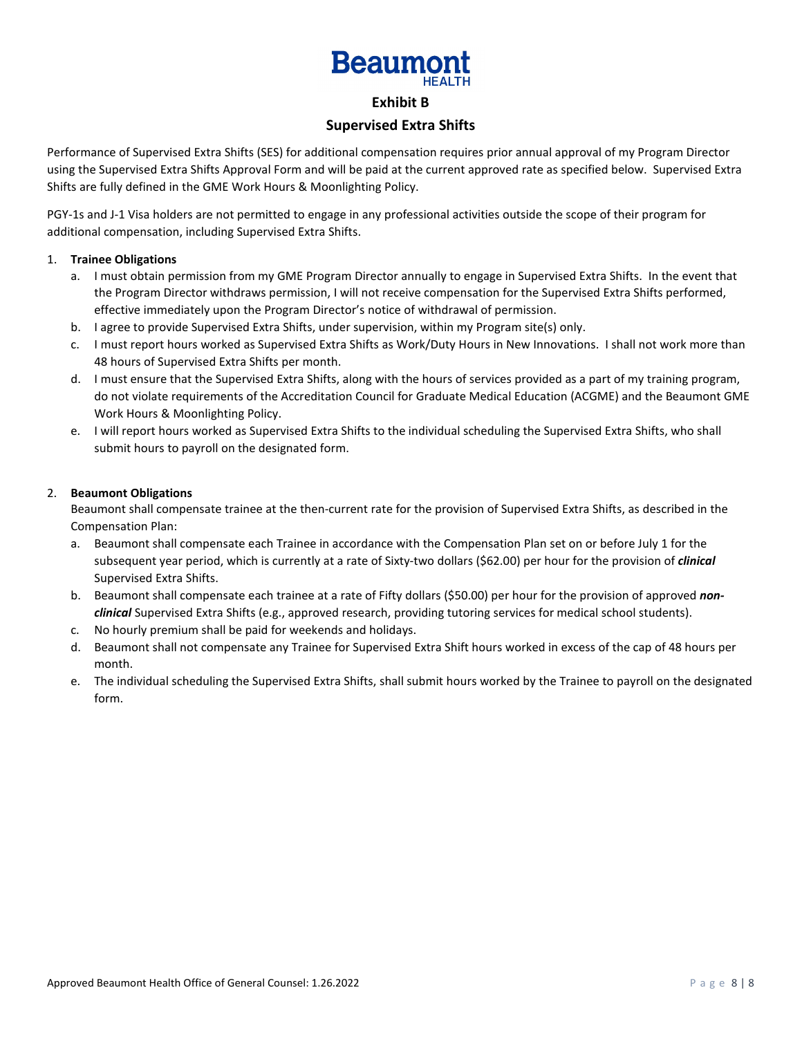Beaumont HEALTH

# Exhibit B

## Supervised Extra Shifts

Performance of Supervised Extra Shifts (SES) for additional compensation requires prior annual approval of my Program Director using the Supervised Extra Shifts Approval Form and will be paid at the current approved rate as specified below. Supervised Extra Shifts are fully defined in the GME Work Hours & Moonlighting Policy.

PGY-1s and J-1 Visa holders are not permitted to engage in any professional activities outside the scope of their program for additional compensation, including Supervised Extra Shifts.

1. **Trainee Obligations**
   a. I must obtain permission from my GME Program Director annually to engage in Supervised Extra Shifts. In the event that the Program Director withdraws permission, I will not receive compensation for the Supervised Extra Shifts performed, effective immediately upon the Program Director's notice of withdrawal of permission.
   b. I agree to provide Supervised Extra Shifts, under supervision, within my Program site(s) only.
   c. I must report hours worked as Supervised Extra Shifts as Work/Duty Hours in New Innovations. I shall not work more than 48 hours of Supervised Extra Shifts per month.
   d. I must ensure that the Supervised Extra Shifts, along with the hours of services provided as a part of my training program, do not violate requirements of the Accreditation Council for Graduate Medical Education (ACGME) and the Beaumont GME Work Hours & Moonlighting Policy.
   e. I will report hours worked as Supervised Extra Shifts to the individual scheduling the Supervised Extra Shifts, who shall submit hours to payroll on the designated form.

2. **Beaumont Obligations**
   Beaumont shall compensate trainee at the then-current rate for the provision of Supervised Extra Shifts, as described in the Compensation Plan:
   a. Beaumont shall compensate each Trainee in accordance with the Compensation Plan set on or before July 1 for the subsequent year period, which is currently at a rate of Sixty-two dollars ($62.00) per hour for the provision of ***clinical*** Supervised Extra Shifts.
   b. Beaumont shall compensate each trainee at a rate of Fifty dollars ($50.00) per hour for the provision of approved ***non-clinical*** Supervised Extra Shifts (e.g., approved research, providing tutoring services for medical school students).
   c. No hourly premium shall be paid for weekends and holidays.
   d. Beaumont shall not compensate any Trainee for Supervised Extra Shift hours worked in excess of the cap of 48 hours per month.
   e. The individual scheduling the Supervised Extra Shifts, shall submit hours worked by the Trainee to payroll on the designated form.

Approved Beaumont Health Office of General Counsel: 1.26.2022